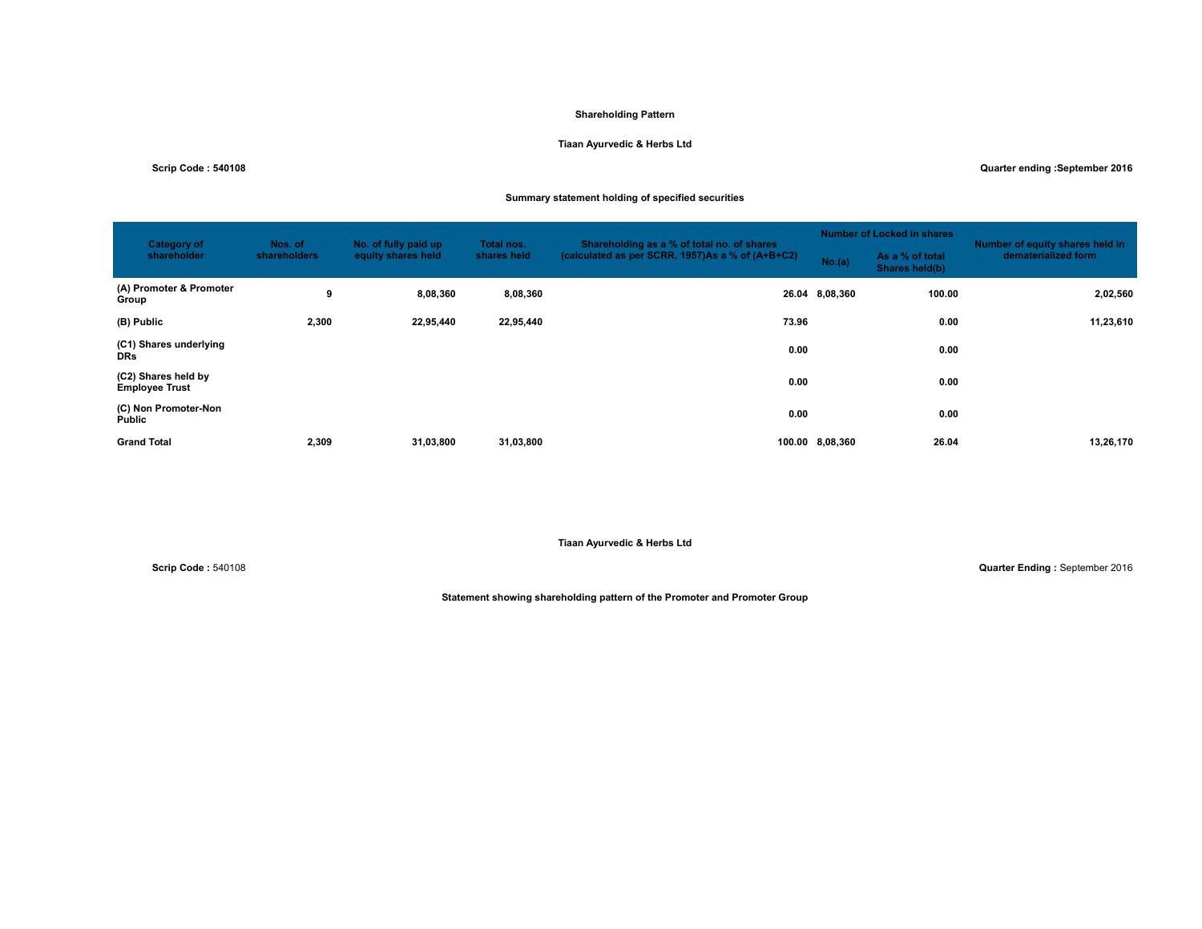# Shareholding Pattern

## Tiaan Ayurvedic & Herbs Ltd

**Scrip Code : 540108** | **Quarter ending :September 2016**

### Summary statement holding of specified securities

| Category of shareholder | Nos. of shareholders | No. of fully paid up equity shares held | Total nos. shares held | Shareholding as a % of total no. of shares (calculated as per SCRR, 1957)As a % of (A+B+C2) | Number of Locked in shares | | Number of equity shares held in dematerialized form |
|---|---|---|---|---|---|---|---|
| | | | | | No.(a) | As a % of total Shares held(b) | |
| (A) Promoter & Promoter Group | 9 | 8,08,360 | 8,08,360 | 26.04 | 8,08,360 | 100.00 | 2,02,560 |
| (B) Public | 2,300 | 22,95,440 | 22,95,440 | 73.96 | | 0.00 | 11,23,610 |
| (C1) Shares underlying DRs | | | | 0.00 | | 0.00 | |
| (C2) Shares held by Employee Trust | | | | 0.00 | | 0.00 | |
| (C) Non Promoter-Non Public | | | | 0.00 | | 0.00 | |
| Grand Total | 2,309 | 31,03,800 | 31,03,800 | 100.00 | 8,08,360 | 26.04 | 13,26,170 |

## Tiaan Ayurvedic & Herbs Ltd

**Scrip Code :** 540108 | **Quarter Ending :** September 2016

### Statement showing shareholding pattern of the Promoter and Promoter Group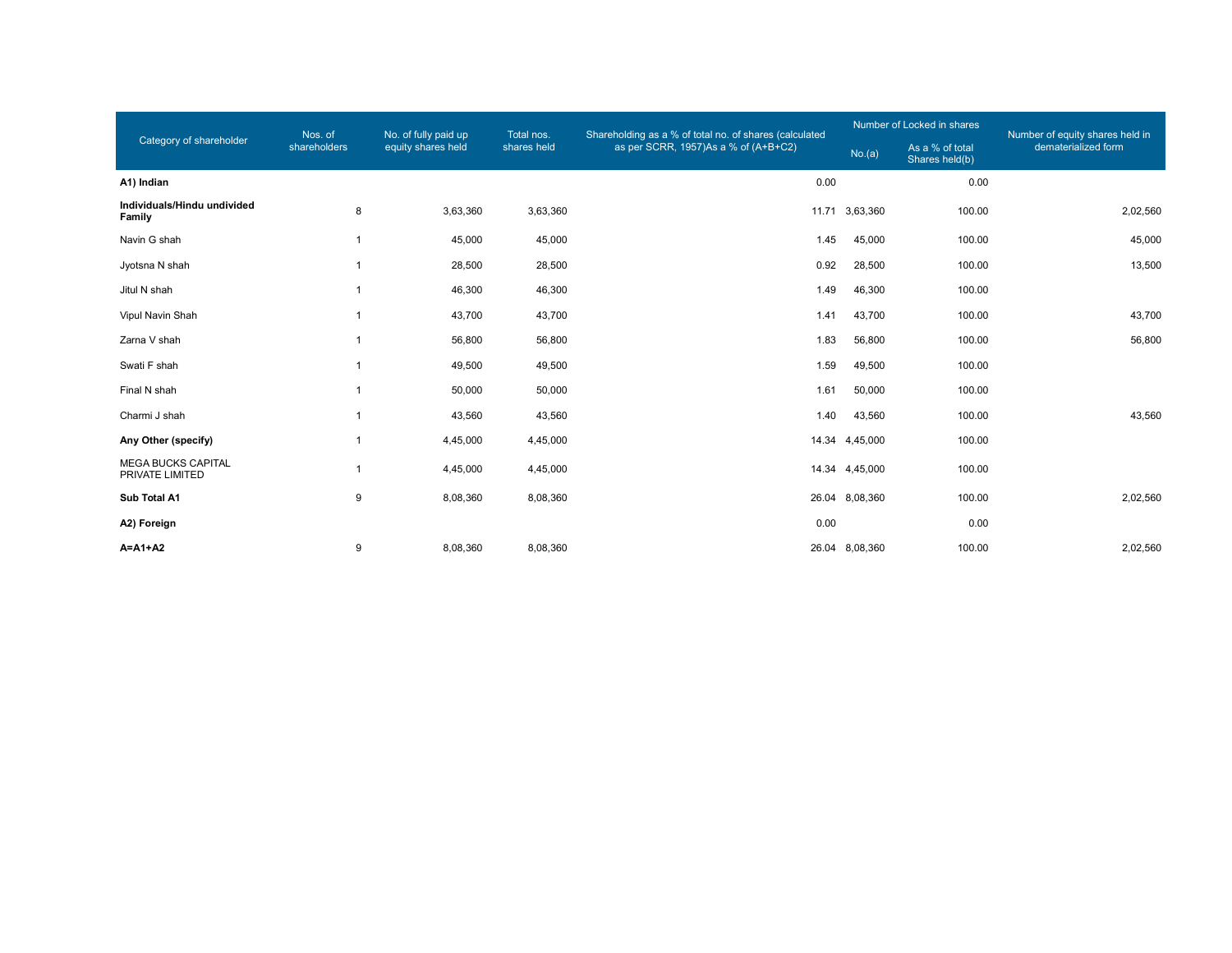| Category of shareholder | Nos. of shareholders | No. of fully paid up equity shares held | Total nos. shares held | Shareholding as a % of total no. of shares (calculated as per SCRR, 1957)As a % of (A+B+C2) | Number of Locked in shares | | Number of equity shares held in dematerialized form |
|---|---|---|---|---|---|---|---|
| | | | | | No.(a) | As a % of total Shares held(b) | |
| **A1) Indian** | | | | 0.00 | | 0.00 | |
| **Individuals/Hindu undivided Family** | 8 | 3,63,360 | 3,63,360 | 11.71 | 3,63,360 | 100.00 | 2,02,560 |
| Navin G shah | 1 | 45,000 | 45,000 | 1.45 | 45,000 | 100.00 | 45,000 |
| Jyotsna N shah | 1 | 28,500 | 28,500 | 0.92 | 28,500 | 100.00 | 13,500 |
| Jitul N shah | 1 | 46,300 | 46,300 | 1.49 | 46,300 | 100.00 | |
| Vipul Navin Shah | 1 | 43,700 | 43,700 | 1.41 | 43,700 | 100.00 | 43,700 |
| Zarna V shah | 1 | 56,800 | 56,800 | 1.83 | 56,800 | 100.00 | 56,800 |
| Swati F shah | 1 | 49,500 | 49,500 | 1.59 | 49,500 | 100.00 | |
| Final N shah | 1 | 50,000 | 50,000 | 1.61 | 50,000 | 100.00 | |
| Charmi J shah | 1 | 43,560 | 43,560 | 1.40 | 43,560 | 100.00 | 43,560 |
| **Any Other (specify)** | 1 | 4,45,000 | 4,45,000 | 14.34 | 4,45,000 | 100.00 | |
| MEGA BUCKS CAPITAL PRIVATE LIMITED | 1 | 4,45,000 | 4,45,000 | 14.34 | 4,45,000 | 100.00 | |
| **Sub Total A1** | 9 | 8,08,360 | 8,08,360 | 26.04 | 8,08,360 | 100.00 | 2,02,560 |
| **A2) Foreign** | | | | 0.00 | | 0.00 | |
| **A=A1+A2** | 9 | 8,08,360 | 8,08,360 | 26.04 | 8,08,360 | 100.00 | 2,02,560 |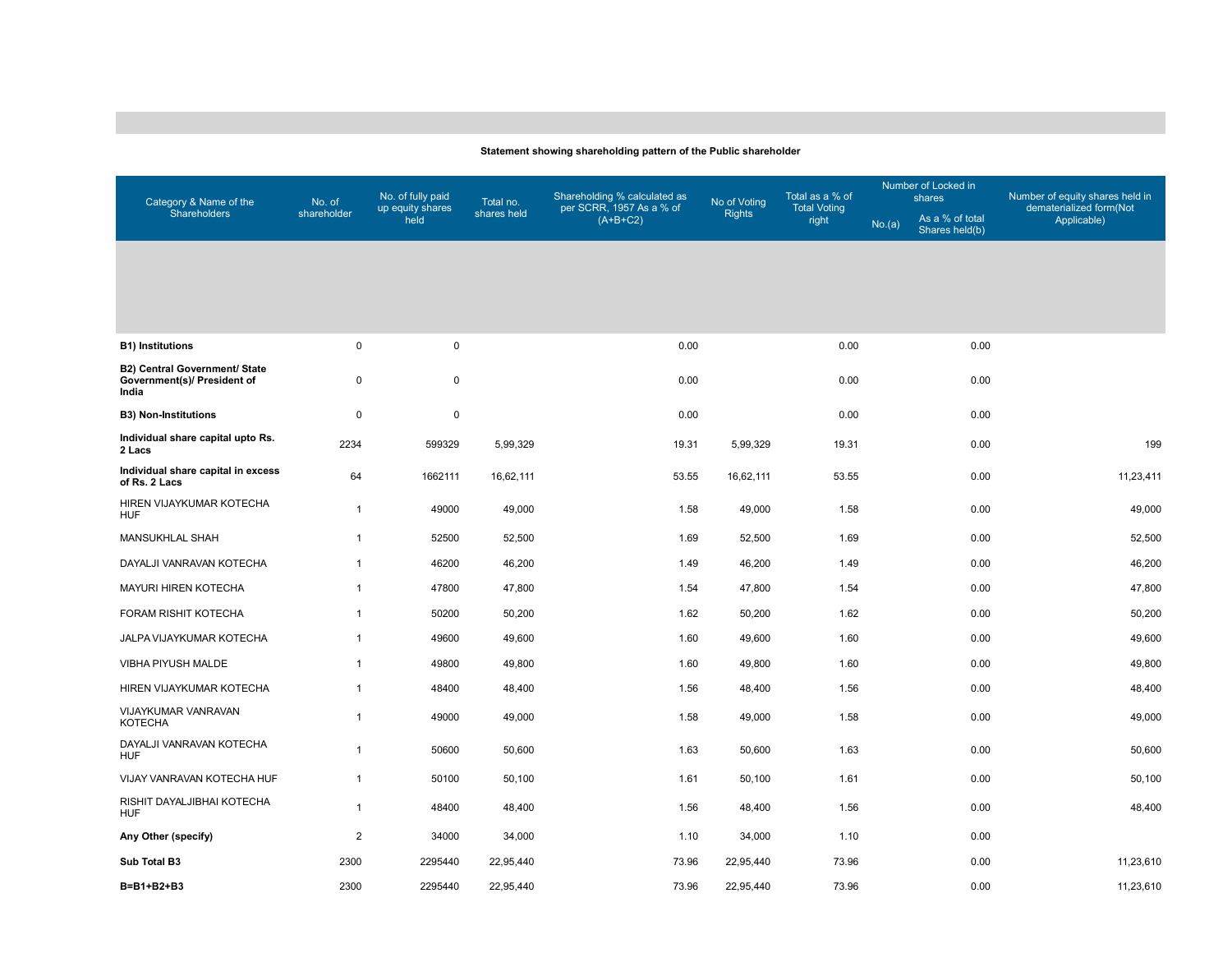**Statement showing shareholding pattern of the Public shareholder**

| Category & Name of the Shareholders | No. of shareholder | No. of fully paid up equity shares held | Total no. shares held | Shareholding % calculated as per SCRR, 1957 As a % of (A+B+C2) | No of Voting Rights | Total as a % of Total Voting right | Number of Locked in shares | | Number of equity shares held in dematerialized form(Not Applicable) |
|---|---|---|---|---|---|---|---|---|---|
| | | | | | | | No.(a) | As a % of total Shares held(b) | |
| **B1) Institutions** | 0 | 0 | | 0.00 | | 0.00 | | 0.00 | |
| **B2) Central Government/ State Government(s)/ President of India** | 0 | 0 | | 0.00 | | 0.00 | | 0.00 | |
| **B3) Non-Institutions** | 0 | 0 | | 0.00 | | 0.00 | | 0.00 | |
| **Individual share capital upto Rs. 2 Lacs** | 2234 | 599329 | 5,99,329 | 19.31 | 5,99,329 | 19.31 | | 0.00 | 199 |
| **Individual share capital in excess of Rs. 2 Lacs** | 64 | 1662111 | 16,62,111 | 53.55 | 16,62,111 | 53.55 | | 0.00 | 11,23,411 |
| HIREN VIJAYKUMAR KOTECHA HUF | 1 | 49000 | 49,000 | 1.58 | 49,000 | 1.58 | | 0.00 | 49,000 |
| MANSUKHLAL SHAH | 1 | 52500 | 52,500 | 1.69 | 52,500 | 1.69 | | 0.00 | 52,500 |
| DAYALJI VANRAVAN KOTECHA | 1 | 46200 | 46,200 | 1.49 | 46,200 | 1.49 | | 0.00 | 46,200 |
| MAYURI HIREN KOTECHA | 1 | 47800 | 47,800 | 1.54 | 47,800 | 1.54 | | 0.00 | 47,800 |
| FORAM RISHIT KOTECHA | 1 | 50200 | 50,200 | 1.62 | 50,200 | 1.62 | | 0.00 | 50,200 |
| JALPA VIJAYKUMAR KOTECHA | 1 | 49600 | 49,600 | 1.60 | 49,600 | 1.60 | | 0.00 | 49,600 |
| VIBHA PIYUSH MALDE | 1 | 49800 | 49,800 | 1.60 | 49,800 | 1.60 | | 0.00 | 49,800 |
| HIREN VIJAYKUMAR KOTECHA | 1 | 48400 | 48,400 | 1.56 | 48,400 | 1.56 | | 0.00 | 48,400 |
| VIJAYKUMAR VANRAVAN KOTECHA | 1 | 49000 | 49,000 | 1.58 | 49,000 | 1.58 | | 0.00 | 49,000 |
| DAYALJI VANRAVAN KOTECHA HUF | 1 | 50600 | 50,600 | 1.63 | 50,600 | 1.63 | | 0.00 | 50,600 |
| VIJAY VANRAVAN KOTECHA HUF | 1 | 50100 | 50,100 | 1.61 | 50,100 | 1.61 | | 0.00 | 50,100 |
| RISHIT DAYALJIBHAI KOTECHA HUF | 1 | 48400 | 48,400 | 1.56 | 48,400 | 1.56 | | 0.00 | 48,400 |
| **Any Other (specify)** | 2 | 34000 | 34,000 | 1.10 | 34,000 | 1.10 | | 0.00 | |
| **Sub Total B3** | 2300 | 2295440 | 22,95,440 | 73.96 | 22,95,440 | 73.96 | | 0.00 | 11,23,610 |
| **B=B1+B2+B3** | 2300 | 2295440 | 22,95,440 | 73.96 | 22,95,440 | 73.96 | | 0.00 | 11,23,610 |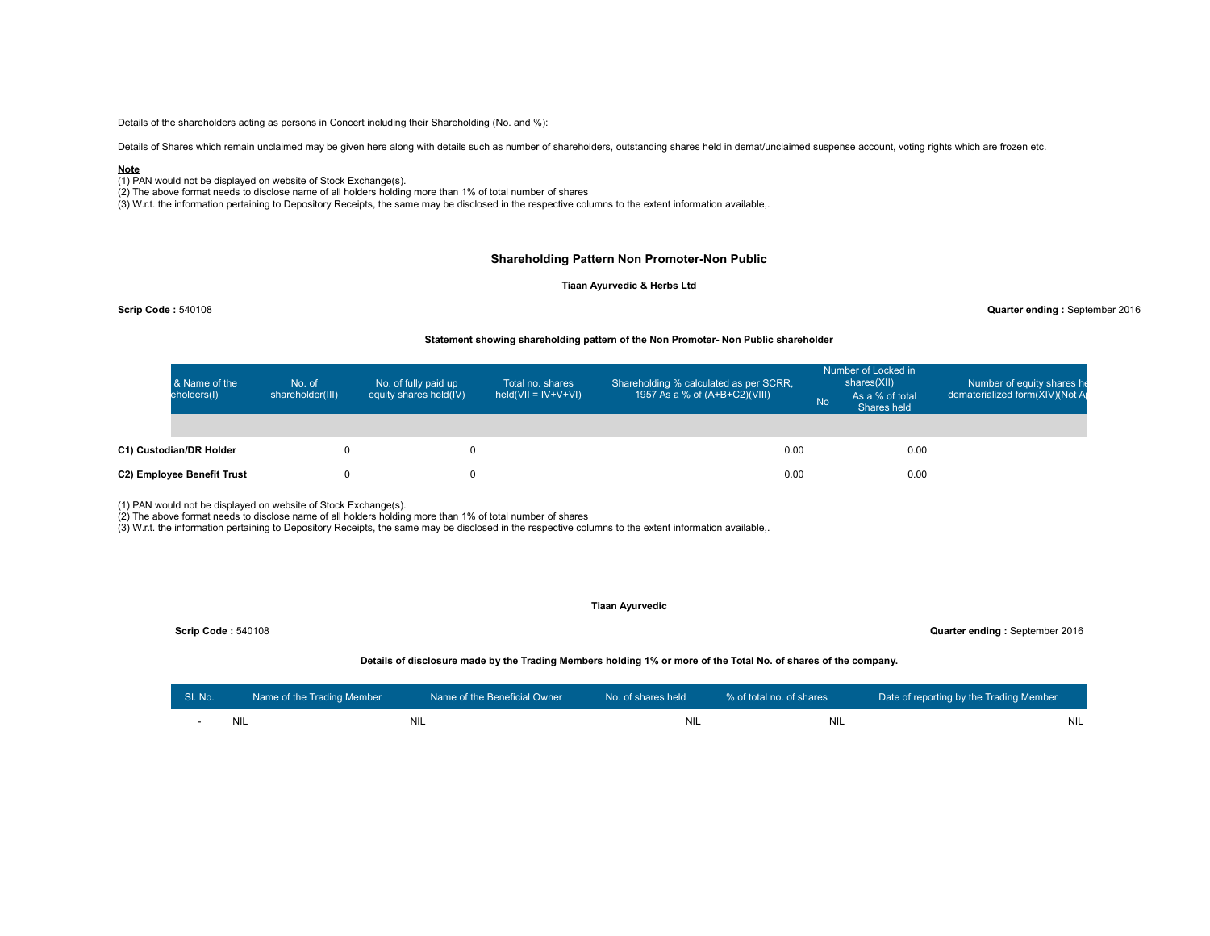Details of the shareholders acting as persons in Concert including their Shareholding (No. and %):

Details of Shares which remain unclaimed may be given here along with details such as number of shareholders, outstanding shares held in demat/unclaimed suspense account, voting rights which are frozen etc.

**Note**

(1) PAN would not be displayed on website of Stock Exchange(s).
(2) The above format needs to disclose name of all holders holding more than 1% of total number of shares
(3) W.r.t. the information pertaining to Depository Receipts, the same may be disclosed in the respective columns to the extent information available,.

## Shareholding Pattern Non Promoter-Non Public

**Tiaan Ayurvedic & Herbs Ltd**

**Scrip Code :** 540108

**Quarter ending :** September 2016

**Statement showing shareholding pattern of the Non Promoter- Non Public shareholder**

| & Name of the eholders(I) | No. of shareholder(III) | No. of fully paid up equity shares held(IV) | Total no. shares held(VII = IV+V+VI) | Shareholding % calculated as per SCRR, 1957 As a % of (A+B+C2)(VIII) | Number of Locked in shares(XII) | | Number of equity shares he dematerialized form(XIV)(Not Ap |
|---|---|---|---|---|---|---|---|
| | | | | | No | As a % of total Shares held | |
| C1) Custodian/DR Holder | 0 | 0 | | 0.00 | | 0.00 | |
| C2) Employee Benefit Trust | 0 | 0 | | 0.00 | | 0.00 | |

(1) PAN would not be displayed on website of Stock Exchange(s).
(2) The above format needs to disclose name of all holders holding more than 1% of total number of shares
(3) W.r.t. the information pertaining to Depository Receipts, the same may be disclosed in the respective columns to the extent information available,.

**Tiaan Ayurvedic**

**Scrip Code :** 540108

**Quarter ending :** September 2016

**Details of disclosure made by the Trading Members holding 1% or more of the Total No. of shares of the company.**

| Sl. No. | Name of the Trading Member | Name of the Beneficial Owner | No. of shares held | % of total no. of shares | Date of reporting by the Trading Member |
|---|---|---|---|---|---|
| - | NIL | NIL | NIL | NIL | NIL |